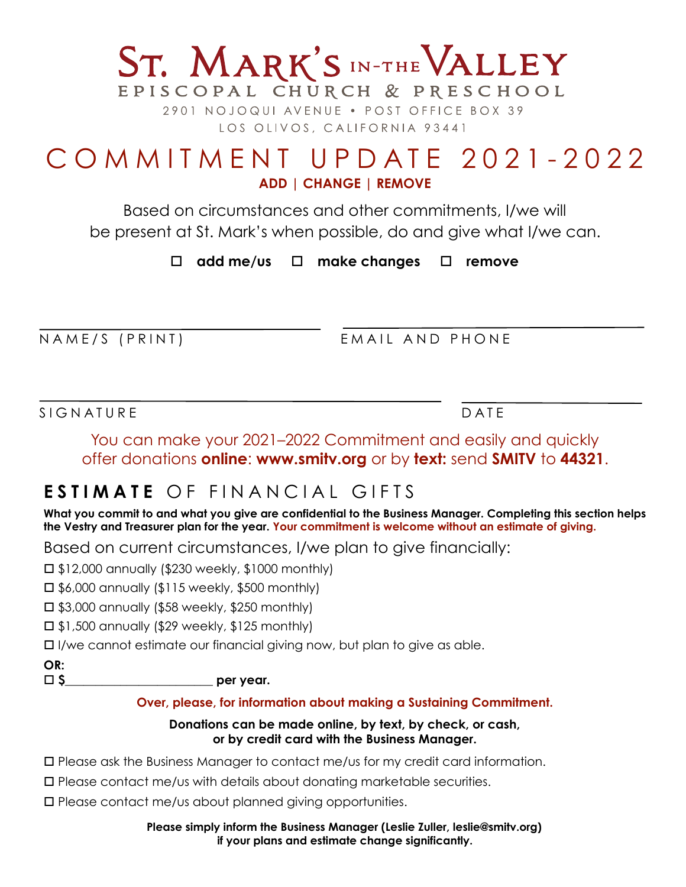# ST. MARK'S IN-THE VALLEY

EPISCOPAL CHURCH & PRESCHOOL

2901 NOJOQUI AVENUE • POST OFFICE BOX 39

LOS OLIVOS, CALIFORNIA 93441

## COMMITMENT UPDATE 2021-2022

**ADD | CHANGE | REMOVE**

Based on circumstances and other commitments, I/we will be present at St. Mark's when possible, do and give what I/we can.

☐ **add me/us** ☐ **make changes** ☐ **remove**

NAME/S (PRINT) ______________________ EMAIL AND PHONE ______________________

SIGNATURE ______________________ DATE ______________________

You can make your 2021–2022 Commitment and easily and quickly offer donations **online**: **www.smitv.org** or by **text:** send **SMITV** to **44321**.

## ESTIMATE OF FINANCIAL GIFTS

**What you commit to and what you give are confidential to the Business Manager. Completing this section helps the Vestry and Treasurer plan for the year. Your commitment is welcome without an estimate of giving.**

Based on current circumstances, I/we plan to give financially:

☐ $12,000 annually ($230 weekly, $1000 monthly)

☐ $6,000 annually ($115 weekly, $500 monthly)

☐ $3,000 annually ($58 weekly, $250 monthly)

☐ $1,500 annually ($29 weekly, $125 monthly)

☐ I/we cannot estimate our financial giving now, but plan to give as able.

**OR:**

☐ **$______________________ per year.**

**Over, please, for information about making a Sustaining Commitment.**

**Donations can be made online, by text, by check, or cash, or by credit card with the Business Manager.**

☐ Please ask the Business Manager to contact me/us for my credit card information.

☐ Please contact me/us with details about donating marketable securities.

☐ Please contact me/us about planned giving opportunities.

**Please simply inform the Business Manager (Leslie Zuller, leslie@smitv.org) if your plans and estimate change significantly.**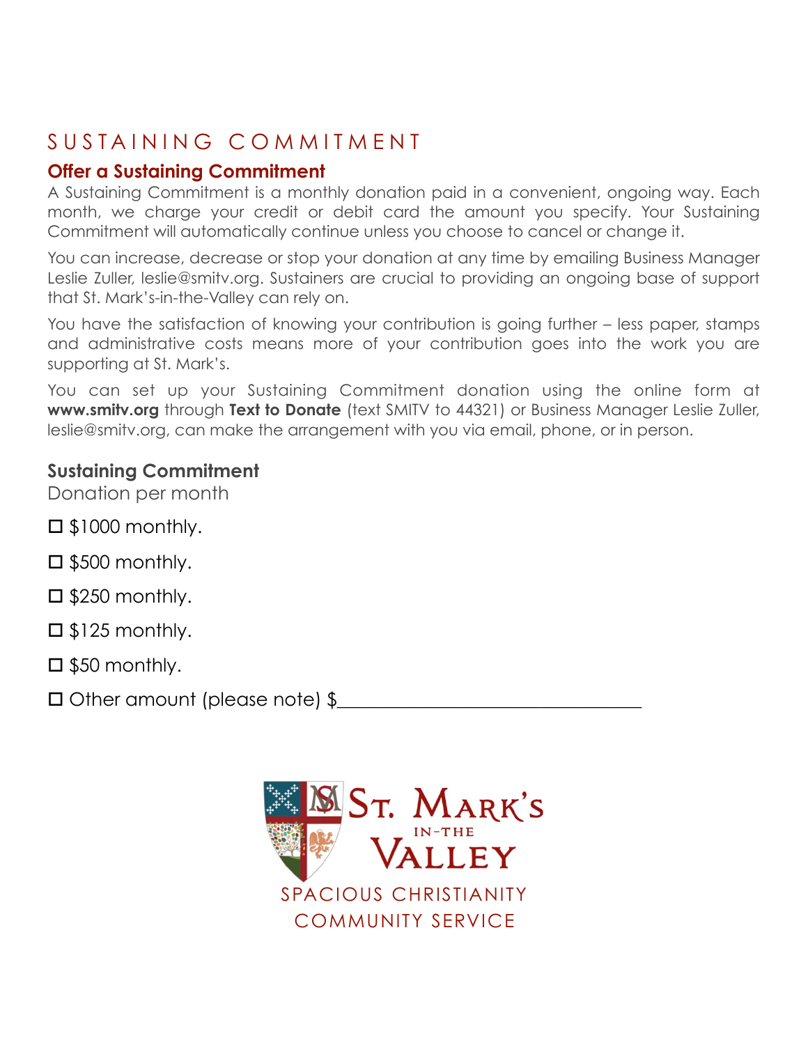# SUSTAINING COMMITMENT

## Offer a Sustaining Commitment

A Sustaining Commitment is a monthly donation paid in a convenient, ongoing way. Each month, we charge your credit or debit card the amount you specify. Your Sustaining Commitment will automatically continue unless you choose to cancel or change it.

You can increase, decrease or stop your donation at any time by emailing Business Manager Leslie Zuller, leslie@smitv.org. Sustainers are crucial to providing an ongoing base of support that St. Mark's-in-the-Valley can rely on.

You have the satisfaction of knowing your contribution is going further – less paper, stamps and administrative costs means more of your contribution goes into the work you are supporting at St. Mark's.

You can set up your Sustaining Commitment donation using the online form at **www.smitv.org** through **Text to Donate** (text SMITV to 44321) or Business Manager Leslie Zuller, leslie@smitv.org, can make the arrangement with you via email, phone, or in person.

### Sustaining Commitment

Donation per month

- ☐ $1000 monthly.
- ☐ $500 monthly.
- ☐ $250 monthly.
- ☐ $125 monthly.
- ☐ $50 monthly.
- ☐ Other amount (please note) $________________________________

St. Mark's in-the Valley

SPACIOUS CHRISTIANITY
COMMUNITY SERVICE